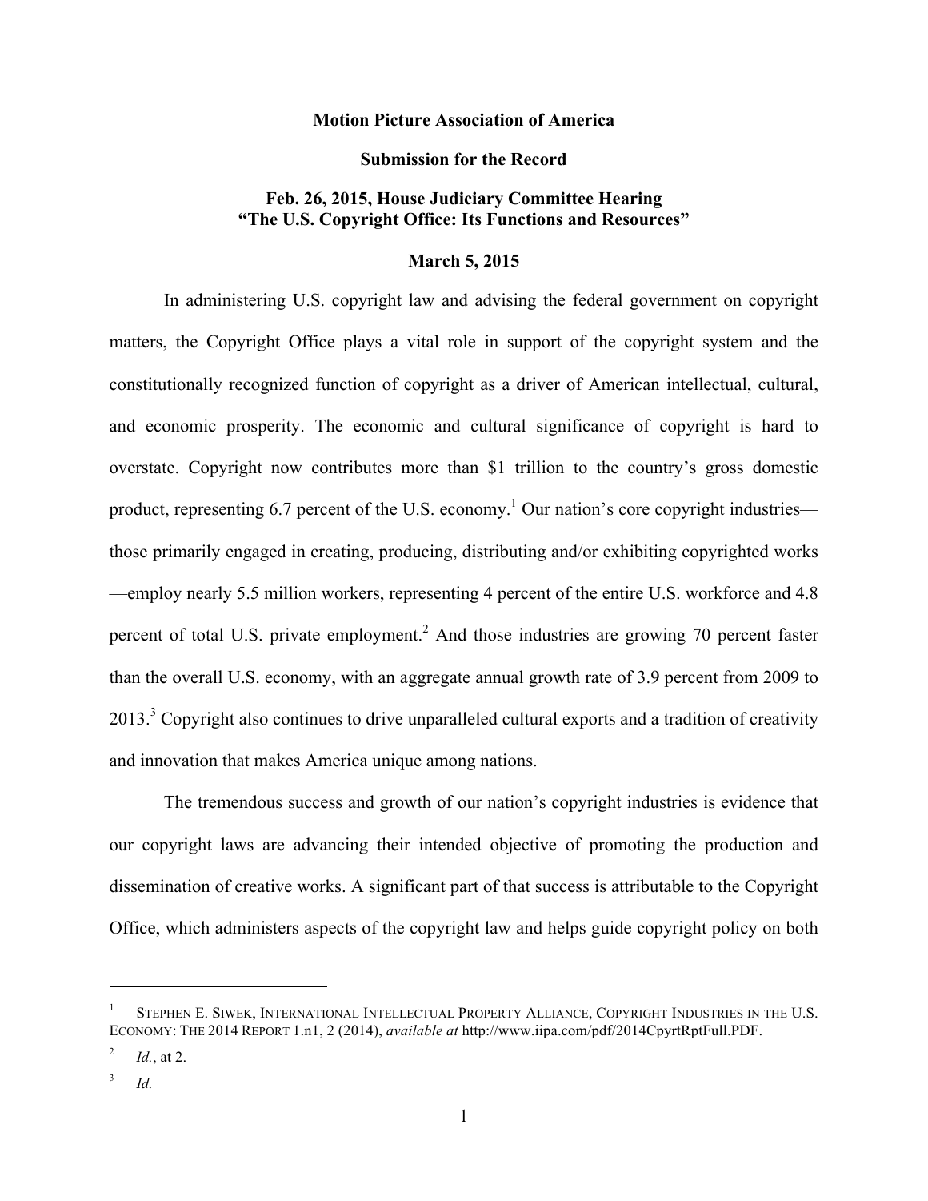**Motion Picture Association of America**

**Submission for the Record**

**Feb. 26, 2015, House Judiciary Committee Hearing**
**"The U.S. Copyright Office: Its Functions and Resources"**

**March 5, 2015**

In administering U.S. copyright law and advising the federal government on copyright matters, the Copyright Office plays a vital role in support of the copyright system and the constitutionally recognized function of copyright as a driver of American intellectual, cultural, and economic prosperity. The economic and cultural significance of copyright is hard to overstate. Copyright now contributes more than $1 trillion to the country's gross domestic product, representing 6.7 percent of the U.S. economy.[1] Our nation's core copyright industries—those primarily engaged in creating, producing, distributing and/or exhibiting copyrighted works—employ nearly 5.5 million workers, representing 4 percent of the entire U.S. workforce and 4.8 percent of total U.S. private employment.[2] And those industries are growing 70 percent faster than the overall U.S. economy, with an aggregate annual growth rate of 3.9 percent from 2009 to 2013.[3] Copyright also continues to drive unparalleled cultural exports and a tradition of creativity and innovation that makes America unique among nations.

The tremendous success and growth of our nation's copyright industries is evidence that our copyright laws are advancing their intended objective of promoting the production and dissemination of creative works. A significant part of that success is attributable to the Copyright Office, which administers aspects of the copyright law and helps guide copyright policy on both

---

[1] STEPHEN E. SIWEK, INTERNATIONAL INTELLECTUAL PROPERTY ALLIANCE, COPYRIGHT INDUSTRIES IN THE U.S. ECONOMY: THE 2014 REPORT 1.n1, 2 (2014), *available at* http://www.iipa.com/pdf/2014CpyrtRptFull.PDF.

[2] *Id.*, at 2.

[3] *Id.*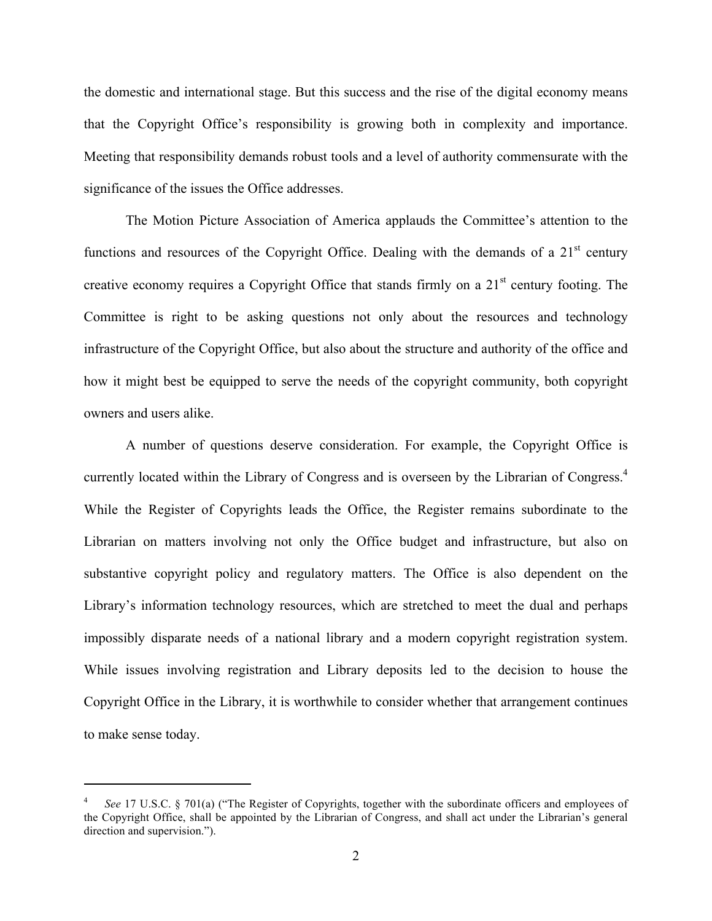the domestic and international stage. But this success and the rise of the digital economy means that the Copyright Office's responsibility is growing both in complexity and importance. Meeting that responsibility demands robust tools and a level of authority commensurate with the significance of the issues the Office addresses.

The Motion Picture Association of America applauds the Committee's attention to the functions and resources of the Copyright Office. Dealing with the demands of a 21st century creative economy requires a Copyright Office that stands firmly on a 21st century footing. The Committee is right to be asking questions not only about the resources and technology infrastructure of the Copyright Office, but also about the structure and authority of the office and how it might best be equipped to serve the needs of the copyright community, both copyright owners and users alike.

A number of questions deserve consideration. For example, the Copyright Office is currently located within the Library of Congress and is overseen by the Librarian of Congress.[4] While the Register of Copyrights leads the Office, the Register remains subordinate to the Librarian on matters involving not only the Office budget and infrastructure, but also on substantive copyright policy and regulatory matters. The Office is also dependent on the Library's information technology resources, which are stretched to meet the dual and perhaps impossibly disparate needs of a national library and a modern copyright registration system. While issues involving registration and Library deposits led to the decision to house the Copyright Office in the Library, it is worthwhile to consider whether that arrangement continues to make sense today.

---

[4] *See* 17 U.S.C. § 701(a) ("The Register of Copyrights, together with the subordinate officers and employees of the Copyright Office, shall be appointed by the Librarian of Congress, and shall act under the Librarian's general direction and supervision.").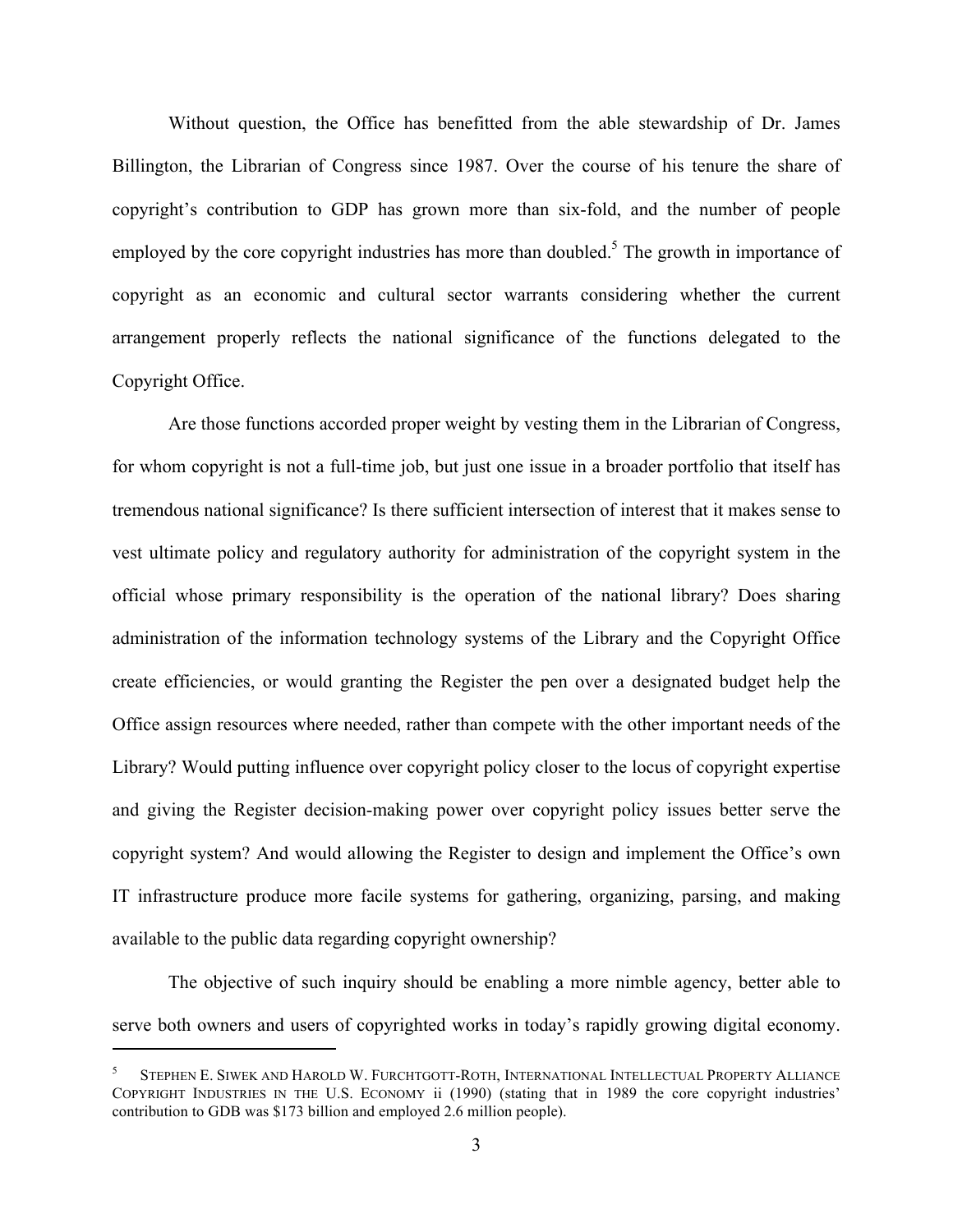Without question, the Office has benefitted from the able stewardship of Dr. James Billington, the Librarian of Congress since 1987. Over the course of his tenure the share of copyright's contribution to GDP has grown more than six-fold, and the number of people employed by the core copyright industries has more than doubled.[5] The growth in importance of copyright as an economic and cultural sector warrants considering whether the current arrangement properly reflects the national significance of the functions delegated to the Copyright Office.

Are those functions accorded proper weight by vesting them in the Librarian of Congress, for whom copyright is not a full-time job, but just one issue in a broader portfolio that itself has tremendous national significance? Is there sufficient intersection of interest that it makes sense to vest ultimate policy and regulatory authority for administration of the copyright system in the official whose primary responsibility is the operation of the national library? Does sharing administration of the information technology systems of the Library and the Copyright Office create efficiencies, or would granting the Register the pen over a designated budget help the Office assign resources where needed, rather than compete with the other important needs of the Library? Would putting influence over copyright policy closer to the locus of copyright expertise and giving the Register decision-making power over copyright policy issues better serve the copyright system? And would allowing the Register to design and implement the Office's own IT infrastructure produce more facile systems for gathering, organizing, parsing, and making available to the public data regarding copyright ownership?

The objective of such inquiry should be enabling a more nimble agency, better able to serve both owners and users of copyrighted works in today's rapidly growing digital economy.

---

[5] STEPHEN E. SIWEK AND HAROLD W. FURCHTGOTT-ROTH, INTERNATIONAL INTELLECTUAL PROPERTY ALLIANCE COPYRIGHT INDUSTRIES IN THE U.S. ECONOMY ii (1990) (stating that in 1989 the core copyright industries' contribution to GDB was $173 billion and employed 2.6 million people).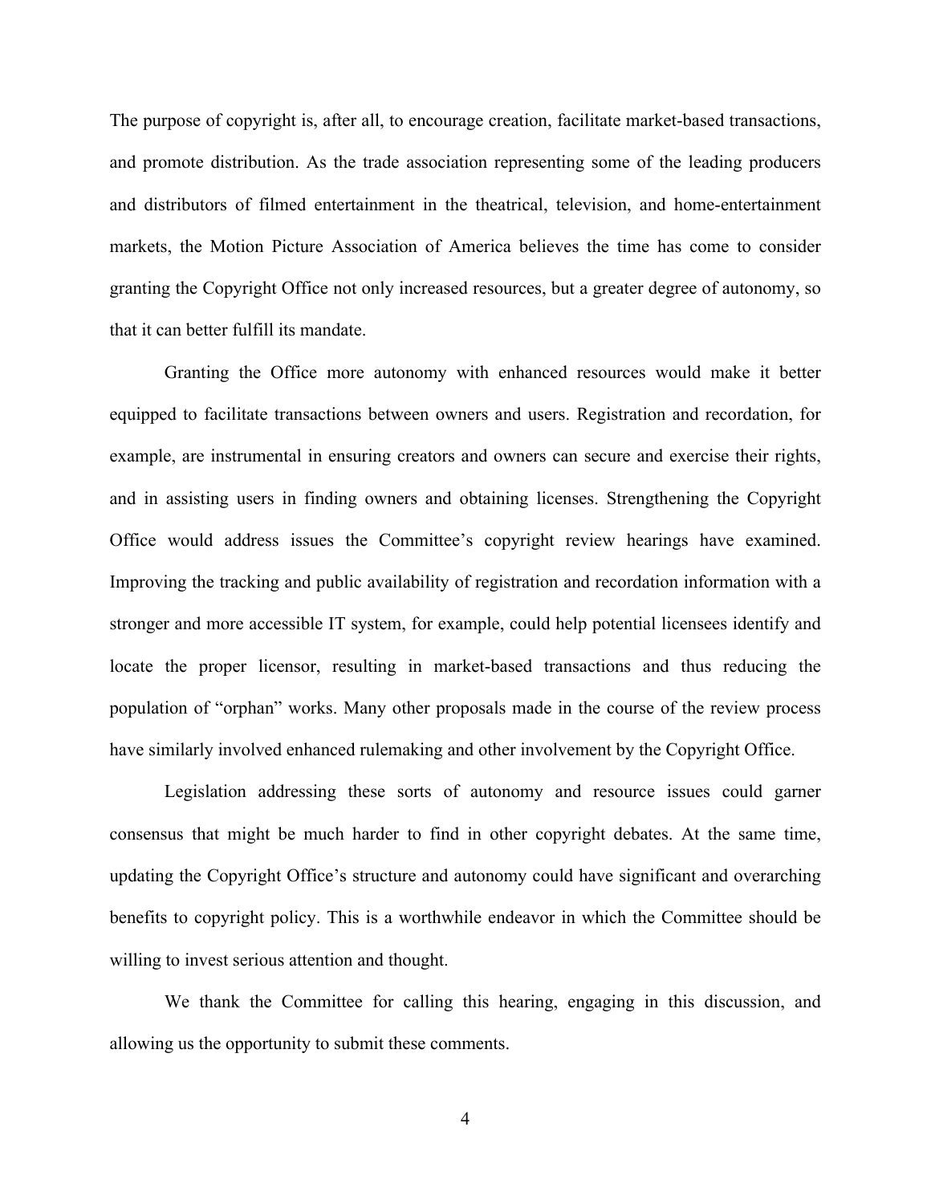The purpose of copyright is, after all, to encourage creation, facilitate market-based transactions, and promote distribution. As the trade association representing some of the leading producers and distributors of filmed entertainment in the theatrical, television, and home-entertainment markets, the Motion Picture Association of America believes the time has come to consider granting the Copyright Office not only increased resources, but a greater degree of autonomy, so that it can better fulfill its mandate.

Granting the Office more autonomy with enhanced resources would make it better equipped to facilitate transactions between owners and users. Registration and recordation, for example, are instrumental in ensuring creators and owners can secure and exercise their rights, and in assisting users in finding owners and obtaining licenses. Strengthening the Copyright Office would address issues the Committee's copyright review hearings have examined. Improving the tracking and public availability of registration and recordation information with a stronger and more accessible IT system, for example, could help potential licensees identify and locate the proper licensor, resulting in market-based transactions and thus reducing the population of "orphan" works. Many other proposals made in the course of the review process have similarly involved enhanced rulemaking and other involvement by the Copyright Office.

Legislation addressing these sorts of autonomy and resource issues could garner consensus that might be much harder to find in other copyright debates. At the same time, updating the Copyright Office's structure and autonomy could have significant and overarching benefits to copyright policy. This is a worthwhile endeavor in which the Committee should be willing to invest serious attention and thought.

We thank the Committee for calling this hearing, engaging in this discussion, and allowing us the opportunity to submit these comments.